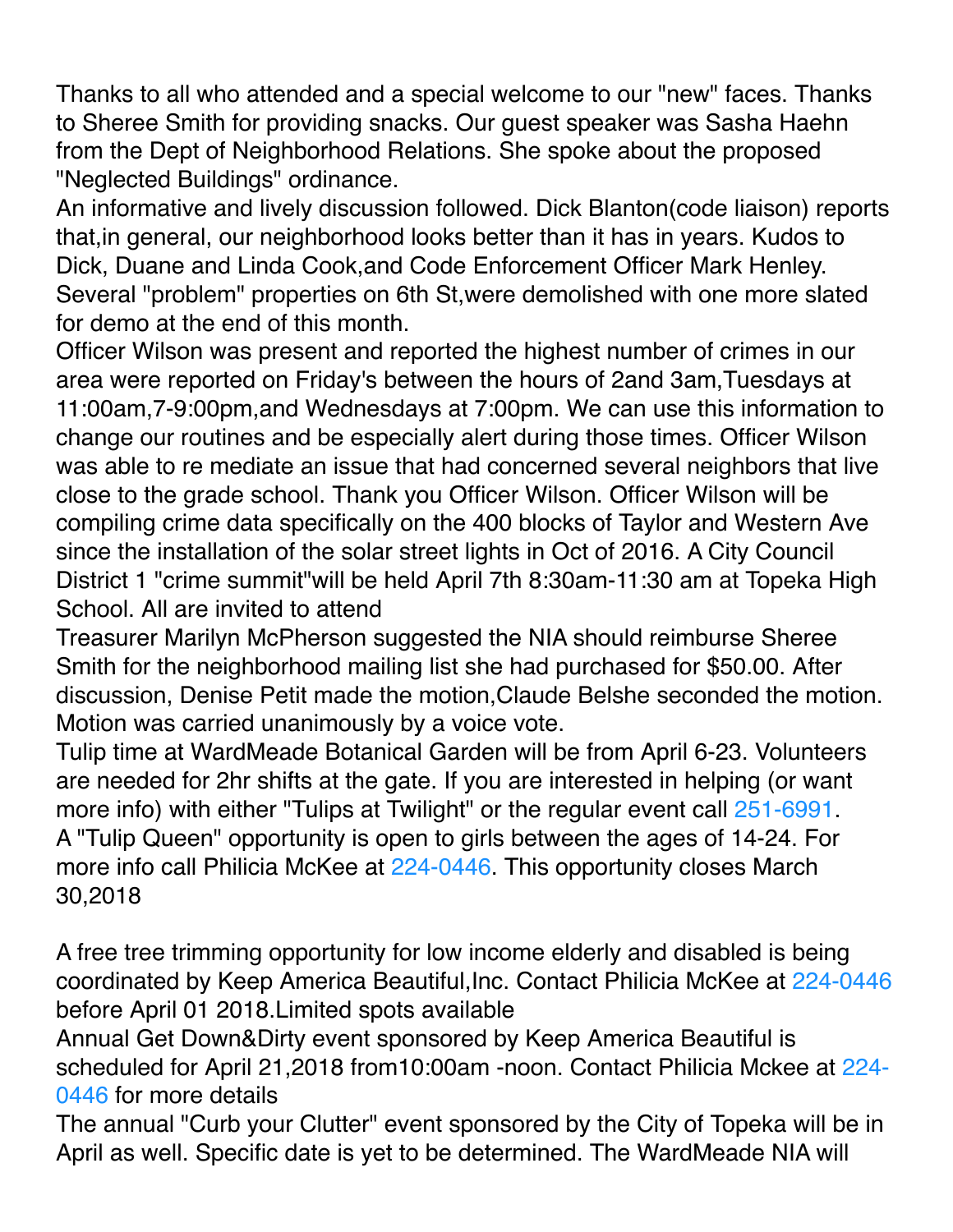Thanks to all who attended and a special welcome to our "new" faces. Thanks to Sheree Smith for providing snacks. Our guest speaker was Sasha Haehn from the Dept of Neighborhood Relations. She spoke about the proposed "Neglected Buildings" ordinance.

An informative and lively discussion followed. Dick Blanton(code liaison) reports that,in general, our neighborhood looks better than it has in years. Kudos to Dick, Duane and Linda Cook,and Code Enforcement Officer Mark Henley. Several "problem" properties on 6th St,were demolished with one more slated for demo at the end of this month.

Officer Wilson was present and reported the highest number of crimes in our area were reported on Friday's between the hours of 2and 3am,Tuesdays at 11:00am,7-9:00pm,and Wednesdays at 7:00pm. We can use this information to change our routines and be especially alert during those times. Officer Wilson was able to re mediate an issue that had concerned several neighbors that live close to the grade school. Thank you Officer Wilson. Officer Wilson will be compiling crime data specifically on the 400 blocks of Taylor and Western Ave since the installation of the solar street lights in Oct of 2016. A City Council District 1 "crime summit"will be held April 7th 8:30am-11:30 am at Topeka High School. All are invited to attend

Treasurer Marilyn McPherson suggested the NIA should reimburse Sheree Smith for the neighborhood mailing list she had purchased for $50.00. After discussion, Denise Petit made the motion,Claude Belshe seconded the motion. Motion was carried unanimously by a voice vote.

Tulip time at WardMeade Botanical Garden will be from April 6-23. Volunteers are needed for 2hr shifts at the gate. If you are interested in helping (or want more info) with either "Tulips at Twilight" or the regular event call 251-6991.

A "Tulip Queen" opportunity is open to girls between the ages of 14-24. For more info call Philicia McKee at 224-0446. This opportunity closes March 30,2018

A free tree trimming opportunity for low income elderly and disabled is being coordinated by Keep America Beautiful,Inc. Contact Philicia McKee at 224-0446 before April 01 2018.Limited spots available

Annual Get Down&Dirty event sponsored by Keep America Beautiful is scheduled for April 21,2018 from10:00am -noon. Contact Philicia Mckee at 224-0446 for more details

The annual "Curb your Clutter" event sponsored by the City of Topeka will be in April as well. Specific date is yet to be determined. The WardMeade NIA will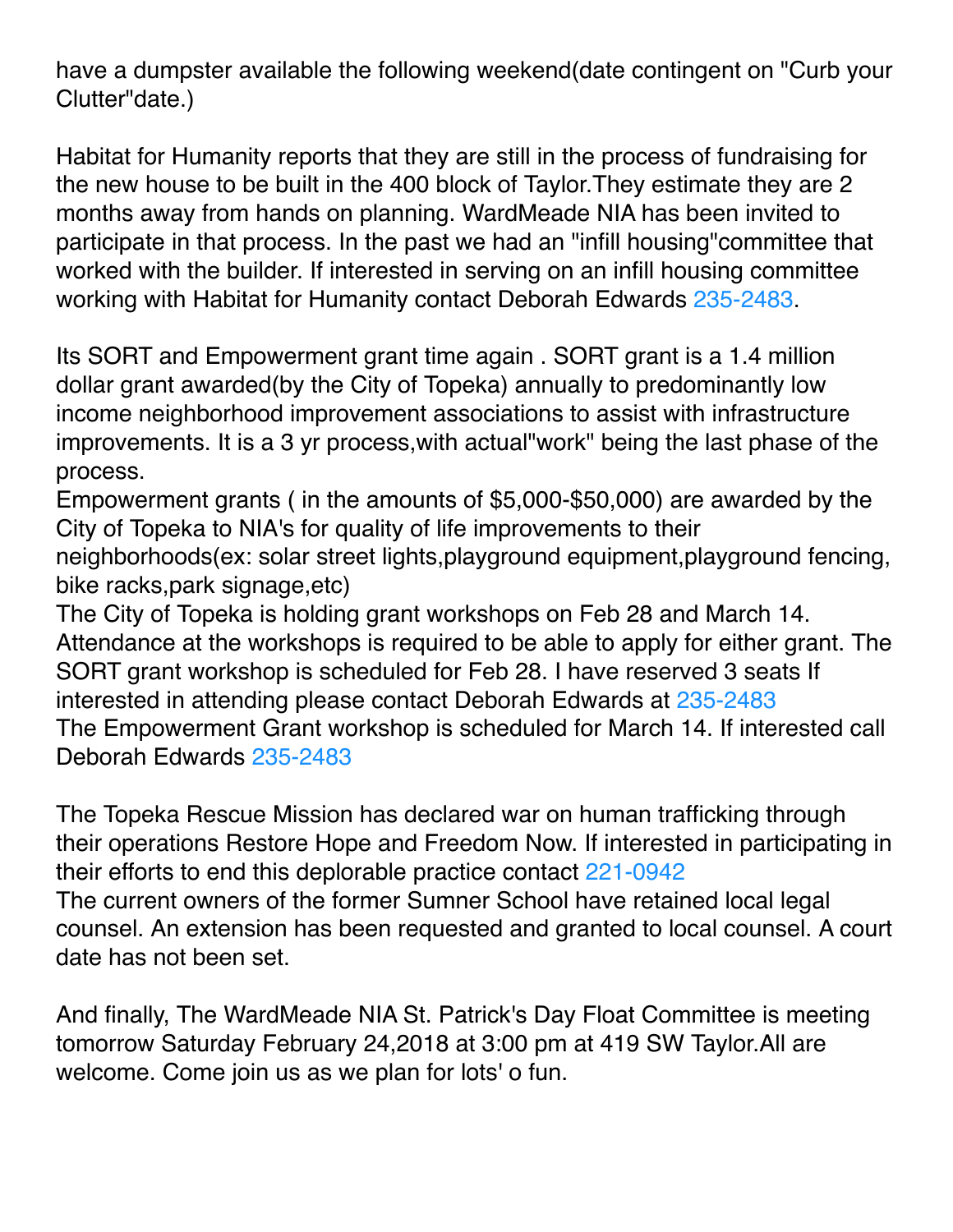have a dumpster available the following weekend(date contingent on "Curb your Clutter"date.)

Habitat for Humanity reports that they are still in the process of fundraising for the new house to be built in the 400 block of Taylor.They estimate they are 2 months away from hands on planning. WardMeade NIA has been invited to participate in that process. In the past we had an "infill housing"committee that worked with the builder. If interested in serving on an infill housing committee working with Habitat for Humanity contact Deborah Edwards 235-2483.

Its SORT and Empowerment grant time again . SORT grant is a 1.4 million dollar grant awarded(by the City of Topeka) annually to predominantly low income neighborhood improvement associations to assist with infrastructure improvements. It is a 3 yr process,with actual"work" being the last phase of the process.
Empowerment grants ( in the amounts of $5,000-$50,000) are awarded by the City of Topeka to NIA's for quality of life improvements to their neighborhoods(ex: solar street lights,playground equipment,playground fencing, bike racks,park signage,etc)
The City of Topeka is holding grant workshops on Feb 28 and March 14. Attendance at the workshops is required to be able to apply for either grant. The SORT grant workshop is scheduled for Feb 28. I have reserved 3 seats If interested in attending please contact Deborah Edwards at 235-2483
The Empowerment Grant workshop is scheduled for March 14. If interested call Deborah Edwards 235-2483

The Topeka Rescue Mission has declared war on human trafficking through their operations Restore Hope and Freedom Now. If interested in participating in their efforts to end this deplorable practice contact 221-0942
The current owners of the former Sumner School have retained local legal counsel. An extension has been requested and granted to local counsel. A court date has not been set.

And finally, The WardMeade NIA St. Patrick's Day Float Committee is meeting tomorrow Saturday February 24,2018 at 3:00 pm at 419 SW Taylor.All are welcome. Come join us as we plan for lots' o fun.